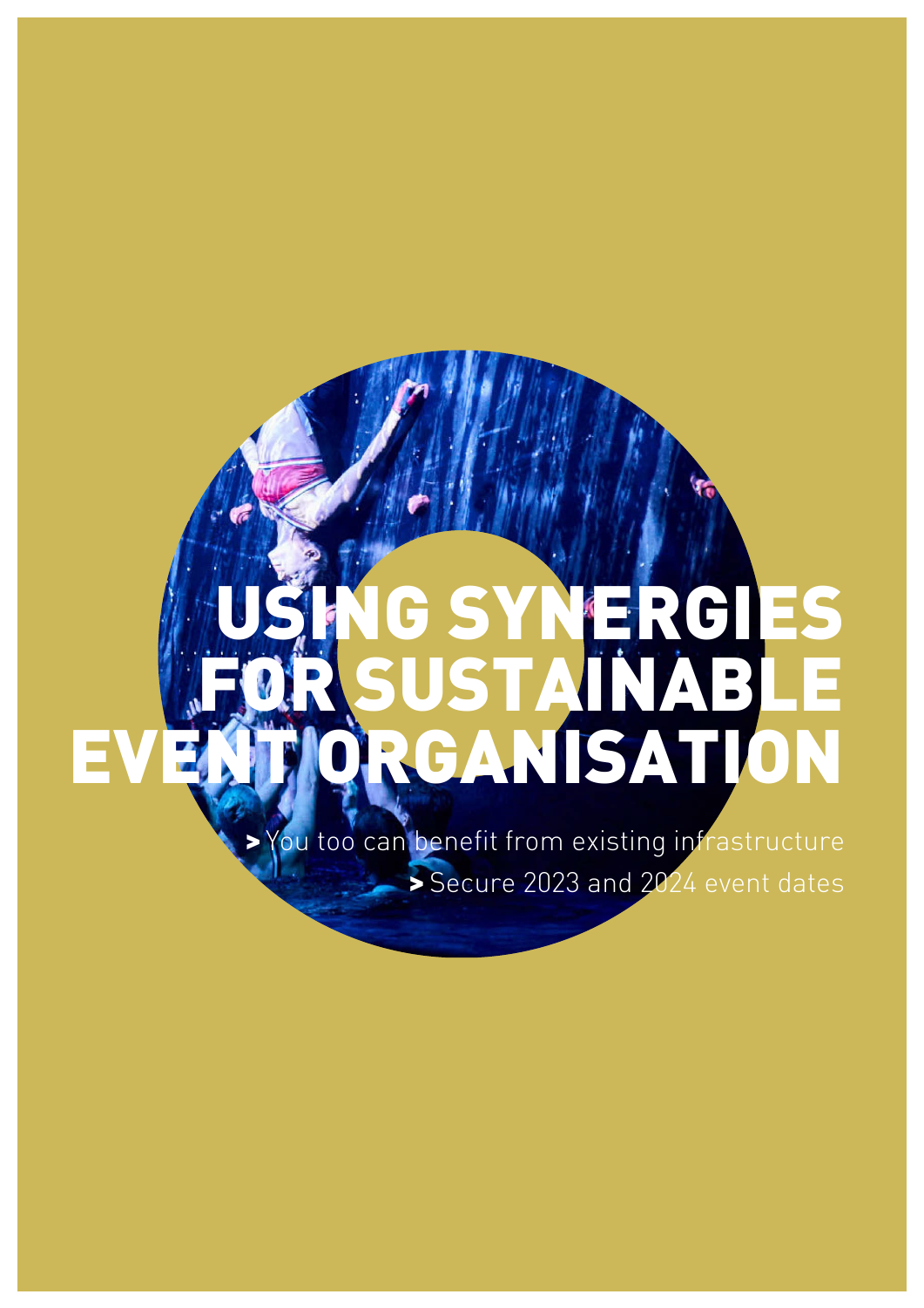# USING SYNERGIES FOR SUSTAINABLE EVENT ORGANISATION

> You too can benefit from existing infrastructure

> Secure 2023 and 2024 event dates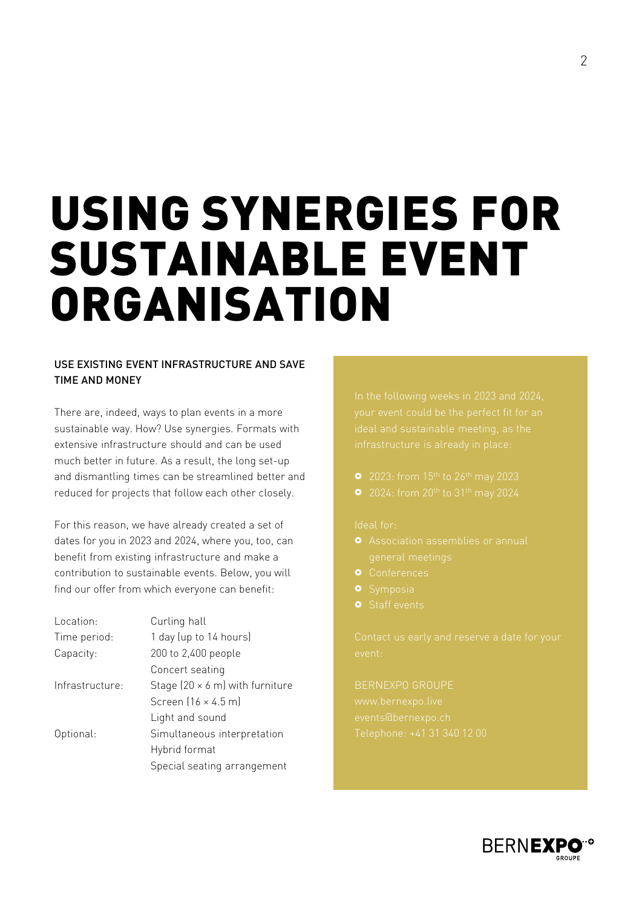# USING SYNERGIES FOR SUSTAINABLE EVENT ORGANISATION

## USE EXISTING EVENT INFRASTRUCTURE AND SAVE TIME AND MONEY

There are, indeed, ways to plan events in a more sustainable way. How? Use synergies. Formats with extensive infrastructure should and can be used much better in future. As a result, the long set-up and dismantling times can be streamlined better and reduced for projects that follow each other closely.

For this reason, we have already created a set of dates for you in 2023 and 2024, where you, too, can benefit from existing infrastructure and make a contribution to sustainable events. Below, you will find our offer from which everyone can benefit:

| | |
|---|---|
| Location: | Curling hall |
| Time period: | 1 day (up to 14 hours) |
| Capacity: | 200 to 2,400 people<br>Concert seating |
| Infrastructure: | Stage (20 × 6 m) with furniture<br>Screen (16 × 4.5 m)<br>Light and sound |
| Optional: | Simultaneous interpretation<br>Hybrid format<br>Special seating arrangement |

In the following weeks in 2023 and 2024, your event could be the perfect fit for an ideal and sustainable meeting, as the infrastructure is already in place:

- 2023: from 15th to 26th may 2023
- 2024: from 20th to 31th may 2024

Ideal for:

- Association assemblies or annual general meetings
- Conferences
- Symposia
- Staff events

Contact us early and reserve a date for your event:

BERNEXPO GROUPE
www.bernexpo.live
events@bernexpo.ch
Telephone: +41 31 340 12 00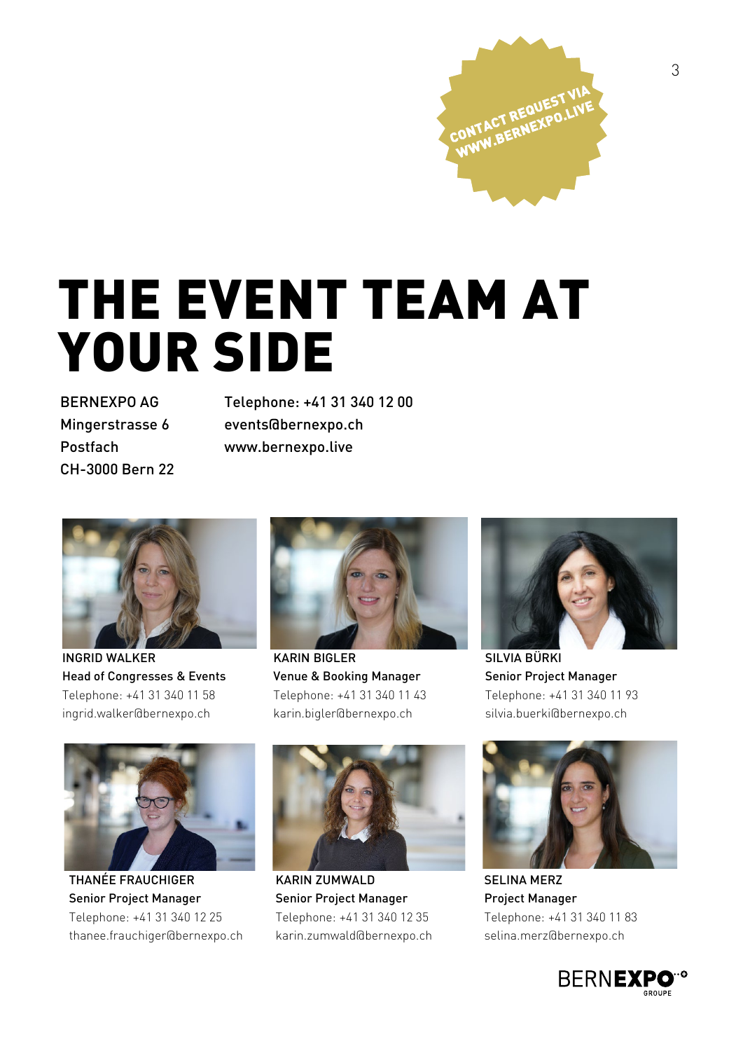CONTACT REQUEST VIA
WWW.BERNEXPO.LIVE

# THE EVENT TEAM AT YOUR SIDE

BERNEXPO AG
Mingerstrasse 6
Postfach
CH-3000 Bern 22

Telephone: +41 31 340 12 00
events@bernexpo.ch
www.bernexpo.live

INGRID WALKER
Head of Congresses & Events
Telephone: +41 31 340 11 58
ingrid.walker@bernexpo.ch

KARIN BIGLER
Venue & Booking Manager
Telephone: +41 31 340 11 43
karin.bigler@bernexpo.ch

SILVIA BÜRKI
Senior Project Manager
Telephone: +41 31 340 11 93
silvia.buerki@bernexpo.ch

THANÉE FRAUCHIGER
Senior Project Manager
Telephone: +41 31 340 12 25
thanee.frauchiger@bernexpo.ch

KARIN ZUMWALD
Senior Project Manager
Telephone: +41 31 340 12 35
karin.zumwald@bernexpo.ch

SELINA MERZ
Project Manager
Telephone: +41 31 340 11 83
selina.merz@bernexpo.ch

BERNEXPO GROUPE